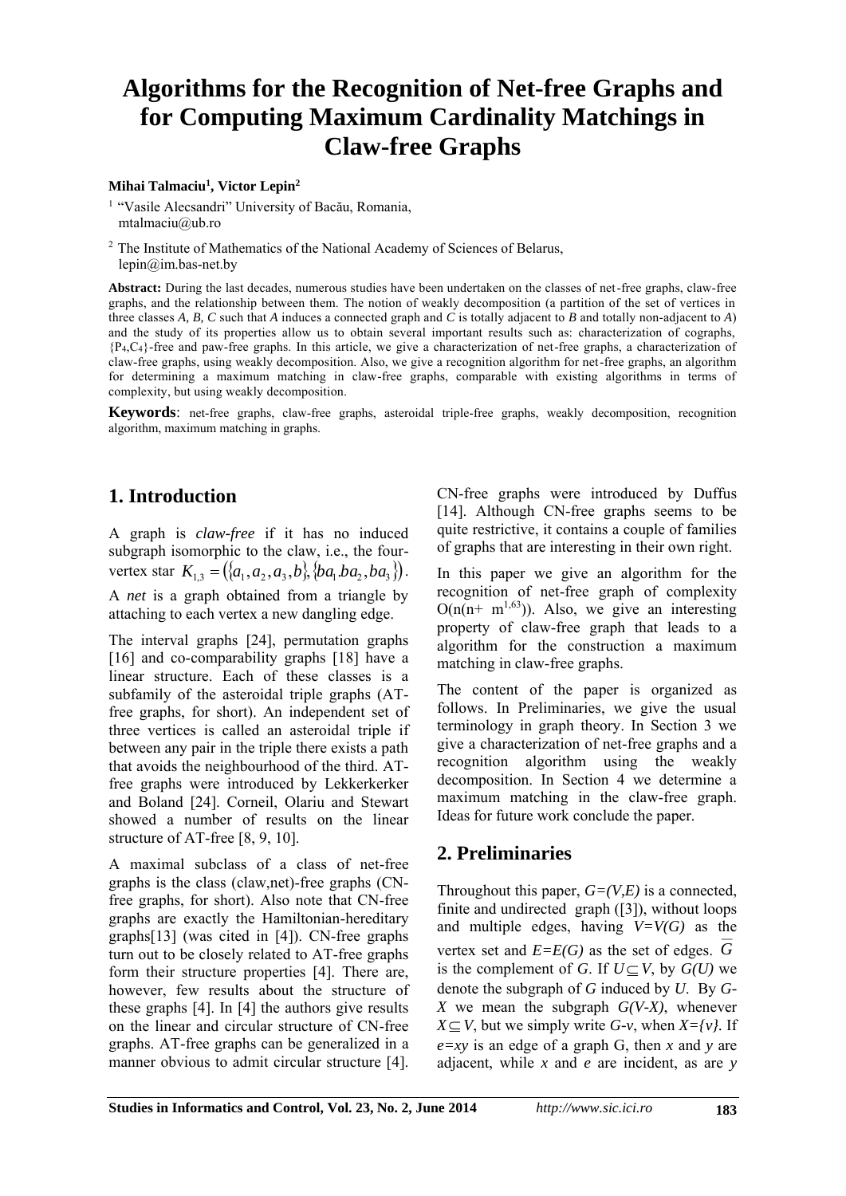# Algorithms for the Recognition of Net-free Graphs and for Computing Maximum Cardinality Matchings in Claw-free Graphs

**Mihai Talmaciu[1], Victor Lepin[2]**

[1] "Vasile Alecsandri" University of Bacău, Romania,
mtalmaciu@ub.ro

[2] The Institute of Mathematics of the National Academy of Sciences of Belarus,
lepin@im.bas-net.by

**Abstract:** During the last decades, numerous studies have been undertaken on the classes of net-free graphs, claw-free graphs, and the relationship between them. The notion of weakly decomposition (a partition of the set of vertices in three classes *A, B, C* such that *A* induces a connected graph and *C* is totally adjacent to *B* and totally non-adjacent to *A*) and the study of its properties allow us to obtain several important results such as: characterization of cographs, $\{P_4,C_4\}$-free and paw-free graphs. In this article, we give a characterization of net-free graphs, a characterization of claw-free graphs, using weakly decomposition. Also, we give a recognition algorithm for net-free graphs, an algorithm for determining a maximum matching in claw-free graphs, comparable with existing algorithms in terms of complexity, but using weakly decomposition.

**Keywords**: net-free graphs, claw-free graphs, asteroidal triple-free graphs, weakly decomposition, recognition algorithm, maximum matching in graphs.

## 1. Introduction

A graph is *claw-free* if it has no induced subgraph isomorphic to the claw, i.e., the four-vertex star $K_{1,3} = (\{a_1, a_2, a_3, b\}, \{ba_1.ba_2, ba_3\})$.

A *net* is a graph obtained from a triangle by attaching to each vertex a new dangling edge.

The interval graphs [24], permutation graphs [16] and co-comparability graphs [18] have a linear structure. Each of these classes is a subfamily of the asteroidal triple graphs (AT-free graphs, for short). An independent set of three vertices is called an asteroidal triple if between any pair in the triple there exists a path that avoids the neighbourhood of the third. AT-free graphs were introduced by Lekkerkerker and Boland [24]. Corneil, Olariu and Stewart showed a number of results on the linear structure of AT-free [8, 9, 10].

A maximal subclass of a class of net-free graphs is the class (claw,net)-free graphs (CN-free graphs, for short). Also note that CN-free graphs are exactly the Hamiltonian-hereditary graphs[13] (was cited in [4]). CN-free graphs turn out to be closely related to AT-free graphs form their structure properties [4]. There are, however, few results about the structure of these graphs [4]. In [4] the authors give results on the linear and circular structure of CN-free graphs. AT-free graphs can be generalized in a manner obvious to admit circular structure [4].

CN-free graphs were introduced by Duffus [14]. Although CN-free graphs seems to be quite restrictive, it contains a couple of families of graphs that are interesting in their own right.

In this paper we give an algorithm for the recognition of net-free graph of complexity $O(n(n+ m^{1,63}))$. Also, we give an interesting property of claw-free graph that leads to a algorithm for the construction a maximum matching in claw-free graphs.

The content of the paper is organized as follows. In Preliminaries, we give the usual terminology in graph theory. In Section 3 we give a characterization of net-free graphs and a recognition algorithm using the weakly decomposition. In Section 4 we determine a maximum matching in the claw-free graph. Ideas for future work conclude the paper.

## 2. Preliminaries

Throughout this paper, *G=(V,E)* is a connected, finite and undirected graph ([3]), without loops and multiple edges, having *V=V(G)* as the vertex set and *E=E(G)* as the set of edges. $\overline{G}$ is the complement of *G*. If $U \subseteq V$, by *G(U)* we denote the subgraph of *G* induced by *U*. By *G-X* we mean the subgraph *G(V-X)*, whenever $X \subseteq V$, but we simply write *G-v*, when *X={v}*. If *e=xy* is an edge of a graph G, then *x* and *y* are adjacent, while *x* and *e* are incident, as are *y*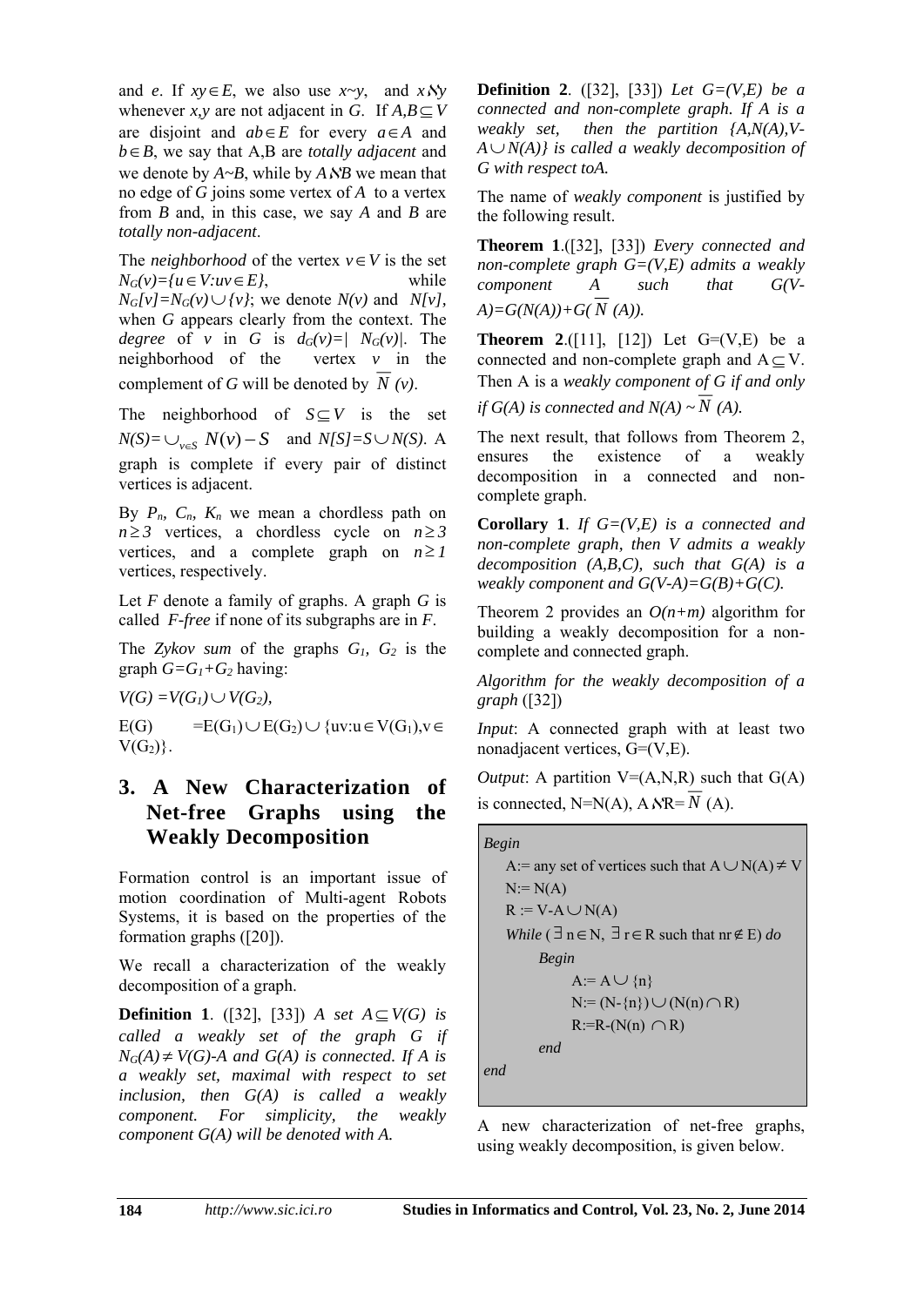and $e$. If $xy \in E$, we also use $x \sim y$, and $x \nsim y$ whenever $x,y$ are not adjacent in $G$. If $A,B \subseteq V$ are disjoint and $ab \in E$ for every $a \in A$ and $b \in B$, we say that A,B are *totally adjacent* and we denote by $A \sim B$, while by $A \nsim B$ we mean that no edge of $G$ joins some vertex of $A$ to a vertex from $B$ and, in this case, we say $A$ and $B$ are *totally non-adjacent*.

The *neighborhood* of the vertex $v \in V$ is the set $N_G(v)=\{u \in V: uv \in E\}$, while $N_G[v]=N_G(v) \cup \{v\}$; we denote $N(v)$ and $N[v]$, when $G$ appears clearly from the context. The *degree* of $v$ in $G$ is $d_G(v)=|N_G(v)|$. The neighborhood of the vertex $v$ in the complement of $G$ will be denoted by $\overline{N}(v)$.

The neighborhood of $S \subseteq V$ is the set $N(S)=\cup_{v \in S} N(v) - S$ and $N[S]=S \cup N(S)$. A graph is complete if every pair of distinct vertices is adjacent.

By $P_n$, $C_n$, $K_n$ we mean a chordless path on $n \geq 3$ vertices, a chordless cycle on $n \geq 3$ vertices, and a complete graph on $n \geq 1$ vertices, respectively.

Let $F$ denote a family of graphs. A graph $G$ is called *F-free* if none of its subgraphs are in $F$.

The *Zykov sum* of the graphs $G_1$, $G_2$ is the graph $G=G_1+G_2$ having:

$V(G) = V(G_1) \cup V(G_2)$,

$E(G) = E(G_1) \cup E(G_2) \cup \{uv : u \in V(G_1), v \in V(G_2)\}$.

## 3. A New Characterization of Net-free Graphs using the Weakly Decomposition

Formation control is an important issue of motion coordination of Multi-agent Robots Systems, it is based on the properties of the formation graphs ([20]).

We recall a characterization of the weakly decomposition of a graph.

**Definition 1**. ([32], [33]) *A set $A \subseteq V(G)$ is called a weakly set of the graph G if $N_G(A) \neq V(G)-A$ and $G(A)$ is connected. If A is a weakly set, maximal with respect to set inclusion, then G(A) is called a weakly component. For simplicity, the weakly component G(A) will be denoted with A.*

**Definition 2**. ([32], [33]) *Let $G=(V,E)$ be a connected and non-complete graph. If A is a weakly set, then the partition $\{A, N(A), V-A \cup N(A)\}$ is called a weakly decomposition of G with respect toA.*

The name of *weakly component* is justified by the following result.

**Theorem 1**.([32], [33]) *Every connected and non-complete graph $G=(V,E)$ admits a weakly component A such that $G(V-A)=G(N(A))+G(\overline{N}(A))$.*

**Theorem 2**.([11], [12]) Let $G=(V,E)$ be a connected and non-complete graph and $A \subseteq V$. Then A is a *weakly component of G if and only if G(A) is connected and $N(A) \sim \overline{N}(A)$.*

The next result, that follows from Theorem 2, ensures the existence of a weakly decomposition in a connected and non-complete graph.

**Corollary 1**. *If $G=(V,E)$ is a connected and non-complete graph, then V admits a weakly decomposition (A,B,C), such that G(A) is a weakly component and $G(V-A)=G(B)+G(C)$.*

Theorem 2 provides an $O(n+m)$ algorithm for building a weakly decomposition for a non-complete and connected graph.

*Algorithm for the weakly decomposition of a graph* ([32])

*Input*: A connected graph with at least two nonadjacent vertices, $G=(V,E)$.

*Output*: A partition $V=(A,N,R)$ such that $G(A)$ is connected, $N=N(A)$, $A \nsim R = \overline{N}(A)$.

```
Begin
    A:= any set of vertices such that A∪N(A) ≠ V
    N:= N(A)
    R := V-A∪N(A)
    While (∃ n∈N, ∃ r∈R such that nr∉E) do
        Begin
            A:= A∪{n}
            N:= (N-{n})∪(N(n)∩R)
            R:=R-(N(n) ∩R)
        end
end
```

A new characterization of net-free graphs, using weakly decomposition, is given below.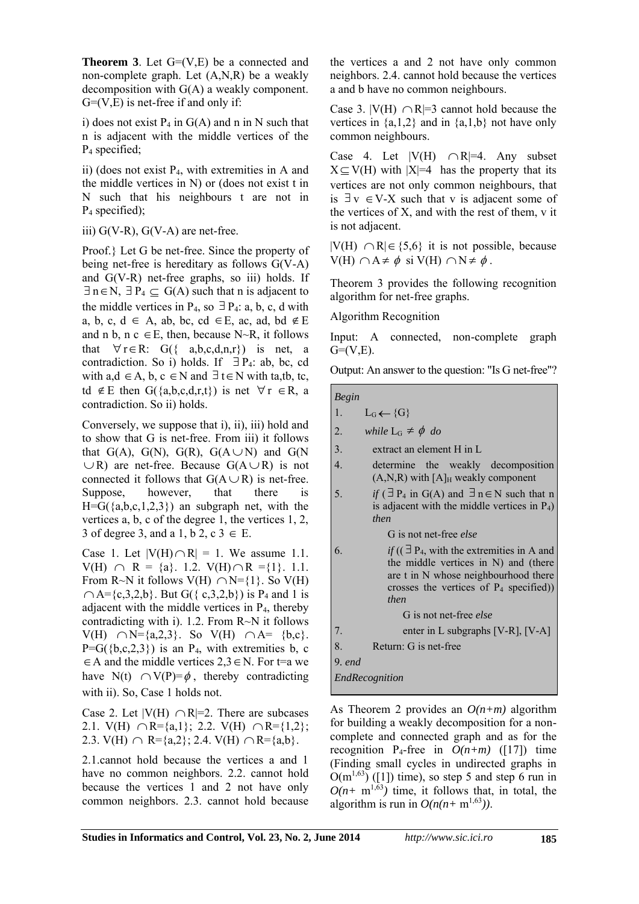**Theorem 3**. Let G=(V,E) be a connected and non-complete graph. Let (A,N,R) be a weakly decomposition with G(A) a weakly component. G=(V,E) is net-free if and only if:

i) does not exist $P_4$ in G(A) and n in N such that n is adjacent with the middle vertices of the $P_4$ specified;

ii) (does not exist $P_4$, with extremities in A and the middle vertices in N) or (does not exist t in N such that his neighbours t are not in $P_4$ specified);

iii) G(V-R), G(V-A) are net-free.

Proof.} Let G be net-free. Since the property of being net-free is hereditary as follows G(V-A) and G(V-R) net-free graphs, so iii) holds. If $\exists\, n \in N$, $\exists\, P_4 \subseteq G(A)$ such that n is adjacent to the middle vertices in $P_4$, so $\exists\, P_4$: a, b, c, d with a, b, c, d $\in$ A, ab, bc, cd $\in E$, ac, ad, bd $\notin E$ and n b, n c $\in E$, then, because N~R, it follows that $\forall r \in R$: G({ a,b,c,d,n,r}) is net, a contradiction. So i) holds. If $\exists\, P_4$: ab, bc, cd with a,d $\in$ A, b, c $\in$ N and $\exists\, t \in N$ with ta,tb, tc, td $\notin E$ then G({a,b,c,d,r,t}) is net $\forall\, r \in R$, a contradiction. So ii) holds.

Conversely, we suppose that i), ii), iii) hold and to show that G is net-free. From iii) it follows that G(A), G(N), G(R), G(A$\cup$N) and G(N $\cup$R) are net-free. Because G(A$\cup$R) is not connected it follows that G(A$\cup$R) is net-free. Suppose, however, that there is H=G({a,b,c,1,2,3}) an subgraph net, with the vertices a, b, c of the degree 1, the vertices 1, 2, 3 of degree 3, and a 1, b 2, c 3 $\in$ E.

Case 1. Let $|V(H)\cap R| = 1$. We assume 1.1. V(H) $\cap$ R = {a}. 1.2. V(H)$\cap$R ={1}. 1.1. From R~N it follows V(H) $\cap$N={1}. So V(H) $\cap$A={c,3,2,b}. But G({ c,3,2,b}) is $P_4$ and 1 is adjacent with the middle vertices in $P_4$, thereby contradicting with i). 1.2. From R~N it follows V(H) $\cap$N={a,2,3}. So V(H) $\cap$A= {b,c}. P=G({b,c,2,3}) is an $P_4$, with extremities b, c $\in$A and the middle vertices 2,3$\in$N. For t=a we have N(t) $\cap$V(P)=$\phi$, thereby contradicting with ii). So, Case 1 holds not.

Case 2. Let $|V(H) \cap R|=2$. There are subcases 2.1. V(H) $\cap$R={a,1}; 2.2. V(H) $\cap$R={1,2}; 2.3. V(H) $\cap$ R={a,2}; 2.4. V(H) $\cap$R={a,b}.

2.1.cannot hold because the vertices a and 1 have no common neighbors. 2.2. cannot hold because the vertices 1 and 2 not have only common neighbors. 2.3. cannot hold because the vertices a and 2 not have only common neighbors. 2.4. cannot hold because the vertices a and b have no common neighbours.

Case 3. $|V(H) \cap R|=3$ cannot hold because the vertices in {a,1,2} and in {a,1,b} not have only common neighbours.

Case 4. Let $|V(H) \cap R|=4$. Any subset X$\subseteq$V(H) with |X|=4 has the property that its vertices are not only common neighbours, that is $\exists\, v \in V\text{-}X$ such that v is adjacent some of the vertices of X, and with the rest of them, v it is not adjacent.

$|V(H) \cap R| \in \{5,6\}$ it is not possible, because V(H) $\cap$ A$\neq \phi$ si V(H) $\cap$ N$\neq \phi$.

Theorem 3 provides the following recognition algorithm for net-free graphs.

Algorithm Recognition

Input: A connected, non-complete graph G=(V,E).

Output: An answer to the question: "Is G net-free"?

```
Begin
1.   L_G ← {G}
2.   while L_G ≠ ϕ do
3.      extract an element H in L
4.      determine the weakly decomposition
        (A,N,R) with [A]_H weakly component
5.      if (∃ P4 in G(A) and ∃ n∈N such that n
        is adjacent with the middle vertices in P4)
        then
           G is not net-free else
6.      if ((∃ P4, with the extremities in A and
        the middle vertices in N) and (there
        are t in N whose neighbourhood there
        crosses the vertices of P4 specified))
        then
           G is not net-free else
7.         enter in L subgraphs [V-R], [V-A]
8.      Return: G is net-free
9. end
EndRecognition
```

As Theorem 2 provides an $O(n+m)$ algorithm for building a weakly decomposition for a non-complete and connected graph and as for the recognition $P_4$-free in $O(n+m)$ ([17]) time (Finding small cycles in undirected graphs in $O(m^{1,63})$ ([1]) time), so step 5 and step 6 run in $O(n+ m^{1,63})$ time, it follows that, in total, the algorithm is run in $O(n(n+ m^{1,63}))$.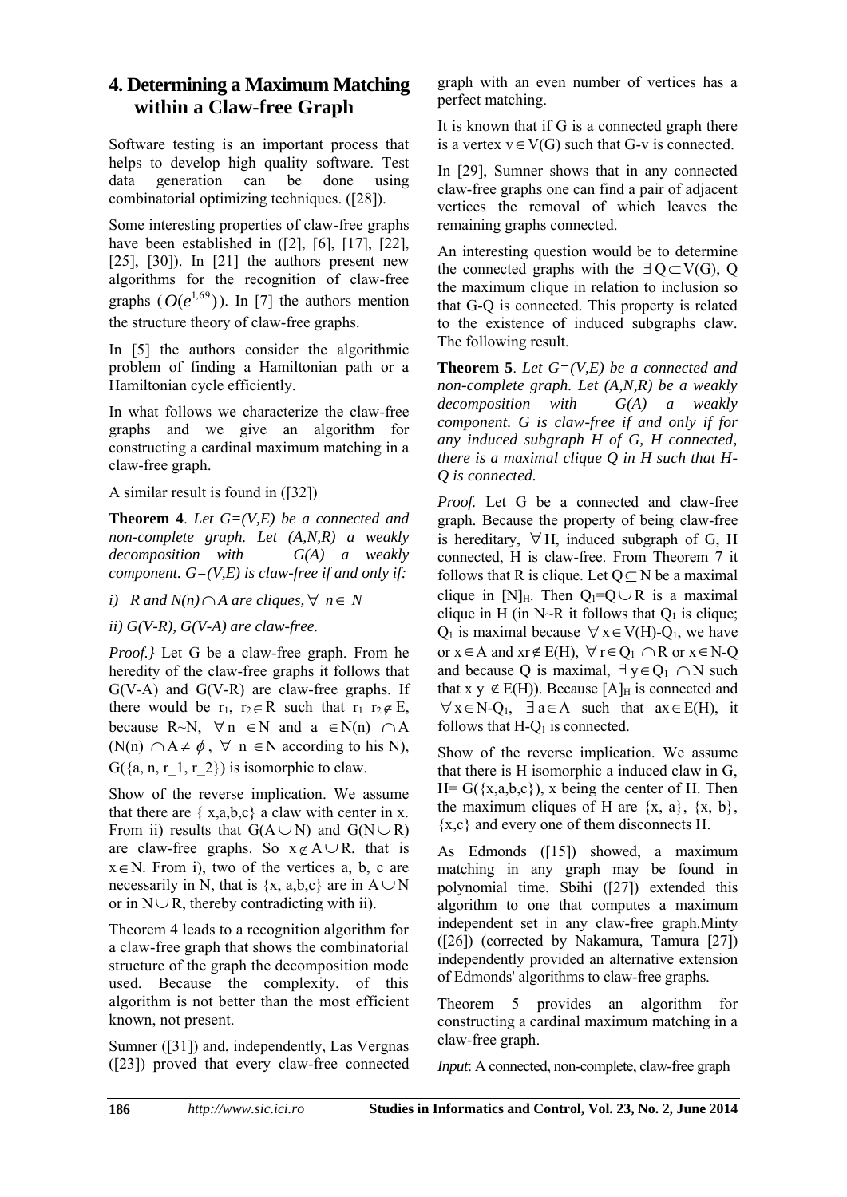## 4. Determining a Maximum Matching within a Claw-free Graph

Software testing is an important process that helps to develop high quality software. Test data generation can be done using combinatorial optimizing techniques. ([28]).

Some interesting properties of claw-free graphs have been established in ([2], [6], [17], [22], [25], [30]). In [21] the authors present new algorithms for the recognition of claw-free graphs ($O(e^{1,69})$). In [7] the authors mention the structure theory of claw-free graphs.

In [5] the authors consider the algorithmic problem of finding a Hamiltonian path or a Hamiltonian cycle efficiently.

In what follows we characterize the claw-free graphs and we give an algorithm for constructing a cardinal maximum matching in a claw-free graph.

A similar result is found in ([32])

**Theorem 4**. *Let G=(V,E) be a connected and non-complete graph. Let (A,N,R) a weakly decomposition with G(A) a weakly component. G=(V,E) is claw-free if and only if:*

*i) R and $N(n)\cap A$ are cliques, $\forall$ $n\in N$*

*ii) G(V-R), G(V-A) are claw-free.*

*Proof.}* Let G be a claw-free graph. From he heredity of the claw-free graphs it follows that G(V-A) and G(V-R) are claw-free graphs. If there would be $r_1$, $r_2\in R$ such that $r_1$ $r_2\notin E$, because R~N, $\forall$ n $\in$N and a $\in$N(n) $\cap$A (N(n) $\cap$A$\neq \phi$, $\forall$ n $\in$N according to his N), G({a, n, r_1, r_2}) is isomorphic to claw.

Show of the reverse implication. We assume that there are { x,a,b,c} a claw with center in x. From ii) results that $G(A\cup N)$ and $G(N\cup R)$ are claw-free graphs. So $x\notin A\cup R$, that is $x\in N$. From i), two of the vertices a, b, c are necessarily in N, that is {x, a,b,c} are in $A\cup N$ or in $N\cup R$, thereby contradicting with ii).

Theorem 4 leads to a recognition algorithm for a claw-free graph that shows the combinatorial structure of the graph the decomposition mode used. Because the complexity, of this algorithm is not better than the most efficient known, not present.

Sumner ([31]) and, independently, Las Vergnas ([23]) proved that every claw-free connected graph with an even number of vertices has a perfect matching.

It is known that if G is a connected graph there is a vertex $v\in V(G)$ such that G-v is connected.

In [29], Sumner shows that in any connected claw-free graphs one can find a pair of adjacent vertices the removal of which leaves the remaining graphs connected.

An interesting question would be to determine the connected graphs with the $\exists Q\subset V(G)$, Q the maximum clique in relation to inclusion so that G-Q is connected. This property is related to the existence of induced subgraphs claw. The following result.

**Theorem 5**. *Let G=(V,E) be a connected and non-complete graph. Let (A,N,R) be a weakly decomposition with G(A) a weakly component. G is claw-free if and only if for any induced subgraph H of G, H connected, there is a maximal clique Q in H such that H-Q is connected.*

*Proof.* Let G be a connected and claw-free graph. Because the property of being claw-free is hereditary, $\forall$H, induced subgraph of G, H connected, H is claw-free. From Theorem 7 it follows that R is clique. Let $Q\subseteq N$ be a maximal clique in $[N]_H$. Then $Q_1=Q\cup R$ is a maximal clique in H (in N~R it follows that $Q_1$ is clique; $Q_1$ is maximal because $\forall$ $x\in V(H)$-$Q_1$, we have or $x\in A$ and $xr\notin E(H)$, $\forall$ $r\in Q_1$ $\cap$R or $x\in N$-Q and because Q is maximal, $\exists$ $y\in Q_1$ $\cap$N such that x y $\notin E(H)$). Because $[A]_H$ is connected and $\forall$ $x\in N$-$Q_1$, $\exists$ $a\in A$ such that $ax\in E(H)$, it follows that H-$Q_1$ is connected.

Show of the reverse implication. We assume that there is H isomorphic a induced claw in G, H= G({x,a,b,c}), x being the center of H. Then the maximum cliques of H are {x, a}, {x, b}, {x,c} and every one of them disconnects H.

As Edmonds ([15]) showed, a maximum matching in any graph may be found in polynomial time. Sbihi ([27]) extended this algorithm to one that computes a maximum independent set in any claw-free graph.Minty ([26]) (corrected by Nakamura, Tamura [27]) independently provided an alternative extension of Edmonds' algorithms to claw-free graphs.

Theorem 5 provides an algorithm for constructing a cardinal maximum matching in a claw-free graph.

*Input*: A connected, non-complete, claw-free graph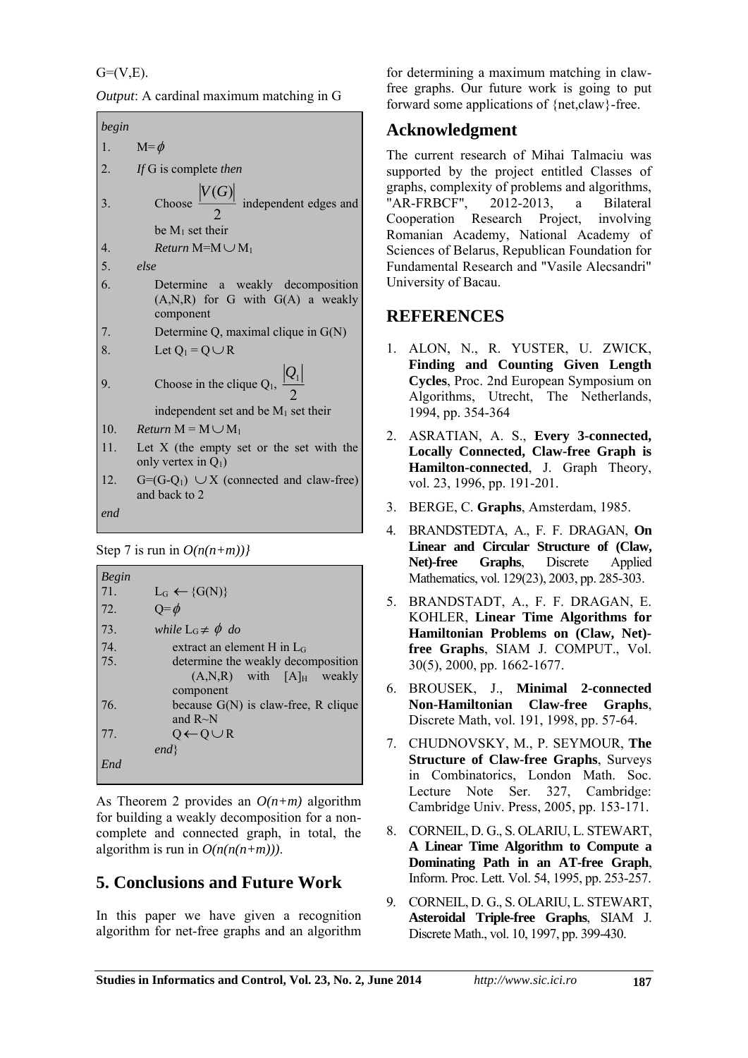G=(V,E).

*Output*: A cardinal maximum matching in G

```
begin
1.    M=ϕ
2.    If G is complete then
3.         Choose |V(G)|/2 independent edges and
           be M1 set their
4.         Return M=M∪M1
5.    else
6.         Determine a weakly decomposition
           (A,N,R) for G with G(A) a weakly
           component
7.         Determine Q, maximal clique in G(N)
8.         Let Q1 = Q∪R
9.         Choose in the clique Q1, |Q1|/2
           independent set and be M1 set their
10.   Return M = M∪M1
11.   Let X (the empty set or the set with the
      only vertex in Q1)
12.   G=(G-Q1) ∪X (connected and claw-free)
      and back to 2
end
```

Step 7 is run in $O(n(n+m))\}$

```
Begin
71.      LG ← {G(N)}
72.      Q=ϕ
73.      while LG ≠ ϕ do
74.           extract an element H in LG
75.           determine the weakly decomposition
              (A,N,R) with [A]H weakly
              component
76.           because G(N) is claw-free, R clique
              and R~N
77.           Q ← Q∪R
         end}
End
```

As Theorem 2 provides an $O(n+m)$ algorithm for building a weakly decomposition for a non-complete and connected graph, in total, the algorithm is run in $O(n(n(n+m)))$.

## 5. Conclusions and Future Work

In this paper we have given a recognition algorithm for net-free graphs and an algorithm for determining a maximum matching in claw-free graphs. Our future work is going to put forward some applications of {net,claw}-free.

## Acknowledgment

The current research of Mihai Talmaciu was supported by the project entitled Classes of graphs, complexity of problems and algorithms, "AR-FRBCF", 2012-2013, a Bilateral Cooperation Research Project, involving Romanian Academy, National Academy of Sciences of Belarus, Republican Foundation for Fundamental Research and "Vasile Alecsandri" University of Bacau.

## REFERENCES

1. ALON, N., R. YUSTER, U. ZWICK, **Finding and Counting Given Length Cycles**, Proc. 2nd European Symposium on Algorithms, Utrecht, The Netherlands, 1994, pp. 354-364
2. ASRATIAN, A. S., **Every 3-connected, Locally Connected, Claw-free Graph is Hamilton-connected**, J. Graph Theory, vol. 23, 1996, pp. 191-201.
3. BERGE, C. **Graphs**, Amsterdam, 1985.
4. BRANDSTEDTA, A., F. F. DRAGAN, **On Linear and Circular Structure of (Claw, Net)-free Graphs**, Discrete Applied Mathematics, vol. 129(23), 2003, pp. 285-303.
5. BRANDSTADT, A., F. F. DRAGAN, E. KOHLER, **Linear Time Algorithms for Hamiltonian Problems on (Claw, Net)-free Graphs**, SIAM J. COMPUT., Vol. 30(5), 2000, pp. 1662-1677.
6. BROUSEK, J., **Minimal 2-connected Non-Hamiltonian Claw-free Graphs**, Discrete Math, vol. 191, 1998, pp. 57-64.
7. CHUDNOVSKY, M., P. SEYMOUR, **The Structure of Claw-free Graphs**, Surveys in Combinatorics, London Math. Soc. Lecture Note Ser. 327, Cambridge: Cambridge Univ. Press, 2005, pp. 153-171.
8. CORNEIL, D. G., S. OLARIU, L. STEWART, **A Linear Time Algorithm to Compute a Dominating Path in an AT-free Graph**, Inform. Proc. Lett. Vol. 54, 1995, pp. 253-257.
9. CORNEIL, D. G., S. OLARIU, L. STEWART, **Asteroidal Triple-free Graphs**, SIAM J. Discrete Math., vol. 10, 1997, pp. 399-430.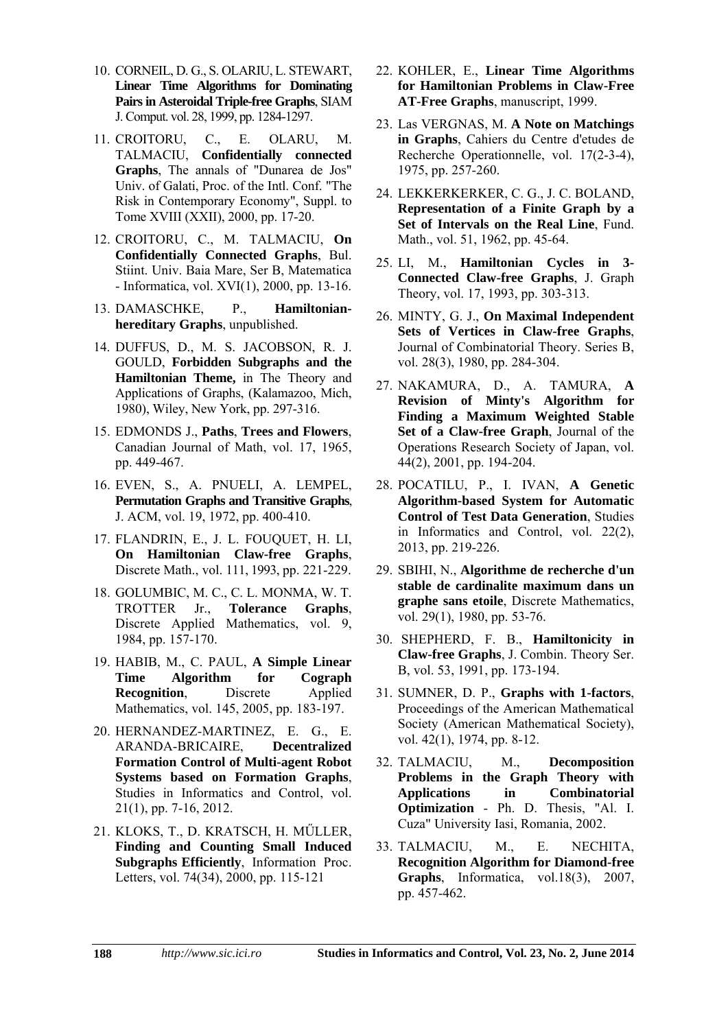10. CORNEIL, D. G., S. OLARIU, L. STEWART, **Linear Time Algorithms for Dominating Pairs in Asteroidal Triple-free Graphs**, SIAM J. Comput. vol. 28, 1999, pp. 1284-1297.
11. CROITORU, C., E. OLARU, M. TALMACIU, **Confidentially connected Graphs**, The annals of "Dunarea de Jos" Univ. of Galati, Proc. of the Intl. Conf. "The Risk in Contemporary Economy", Suppl. to Tome XVIII (XXII), 2000, pp. 17-20.
12. CROITORU, C., M. TALMACIU, **On Confidentially Connected Graphs**, Bul. Stiint. Univ. Baia Mare, Ser B, Matematica - Informatica, vol. XVI(1), 2000, pp. 13-16.
13. DAMASCHKE, P., **Hamiltonian-hereditary Graphs**, unpublished.
14. DUFFUS, D., M. S. JACOBSON, R. J. GOULD, **Forbidden Subgraphs and the Hamiltonian Theme,** in The Theory and Applications of Graphs, (Kalamazoo, Mich, 1980), Wiley, New York, pp. 297-316.
15. EDMONDS J., **Paths**, **Trees and Flowers**, Canadian Journal of Math, vol. 17, 1965, pp. 449-467.
16. EVEN, S., A. PNUELI, A. LEMPEL, **Permutation Graphs and Transitive Graphs**, J. ACM, vol. 19, 1972, pp. 400-410.
17. FLANDRIN, E., J. L. FOUQUET, H. LI, **On Hamiltonian Claw-free Graphs**, Discrete Math., vol. 111, 1993, pp. 221-229.
18. GOLUMBIC, M. C., C. L. MONMA, W. T. TROTTER Jr., **Tolerance Graphs**, Discrete Applied Mathematics, vol. 9, 1984, pp. 157-170.
19. HABIB, M., C. PAUL, **A Simple Linear Time Algorithm for Cograph Recognition**, Discrete Applied Mathematics, vol. 145, 2005, pp. 183-197.
20. HERNANDEZ-MARTINEZ, E. G., E. ARANDA-BRICAIRE, **Decentralized Formation Control of Multi-agent Robot Systems based on Formation Graphs**, Studies in Informatics and Control, vol. 21(1), pp. 7-16, 2012.
21. KLOKS, T., D. KRATSCH, H. MŰLLER, **Finding and Counting Small Induced Subgraphs Efficiently**, Information Proc. Letters, vol. 74(34), 2000, pp. 115-121
22. KOHLER, E., **Linear Time Algorithms for Hamiltonian Problems in Claw-Free AT-Free Graphs**, manuscript, 1999.
23. Las VERGNAS, M. **A Note on Matchings in Graphs**, Cahiers du Centre d'etudes de Recherche Operationnelle, vol. 17(2-3-4), 1975, pp. 257-260.
24. LEKKERKERKER, C. G., J. C. BOLAND, **Representation of a Finite Graph by a Set of Intervals on the Real Line**, Fund. Math., vol. 51, 1962, pp. 45-64.
25. LI, M., **Hamiltonian Cycles in 3-Connected Claw-free Graphs**, J. Graph Theory, vol. 17, 1993, pp. 303-313.
26. MINTY, G. J., **On Maximal Independent Sets of Vertices in Claw-free Graphs**, Journal of Combinatorial Theory. Series B, vol. 28(3), 1980, pp. 284-304.
27. NAKAMURA, D., A. TAMURA, **A Revision of Minty's Algorithm for Finding a Maximum Weighted Stable Set of a Claw-free Graph**, Journal of the Operations Research Society of Japan, vol. 44(2), 2001, pp. 194-204.
28. POCATILU, P., I. IVAN, **A Genetic Algorithm-based System for Automatic Control of Test Data Generation**, Studies in Informatics and Control, vol. 22(2), 2013, pp. 219-226.
29. SBIHI, N., **Algorithme de recherche d'un stable de cardinalite maximum dans un graphe sans etoile**, Discrete Mathematics, vol. 29(1), 1980, pp. 53-76.
30. SHEPHERD, F. B., **Hamiltonicity in Claw-free Graphs**, J. Combin. Theory Ser. B, vol. 53, 1991, pp. 173-194.
31. SUMNER, D. P., **Graphs with 1-factors**, Proceedings of the American Mathematical Society (American Mathematical Society), vol. 42(1), 1974, pp. 8-12.
32. TALMACIU, M., **Decomposition Problems in the Graph Theory with Applications in Combinatorial Optimization** - Ph. D. Thesis, "Al. I. Cuza" University Iasi, Romania, 2002.
33. TALMACIU, M., E. NECHITA, **Recognition Algorithm for Diamond-free Graphs**, Informatica, vol.18(3), 2007, pp. 457-462.